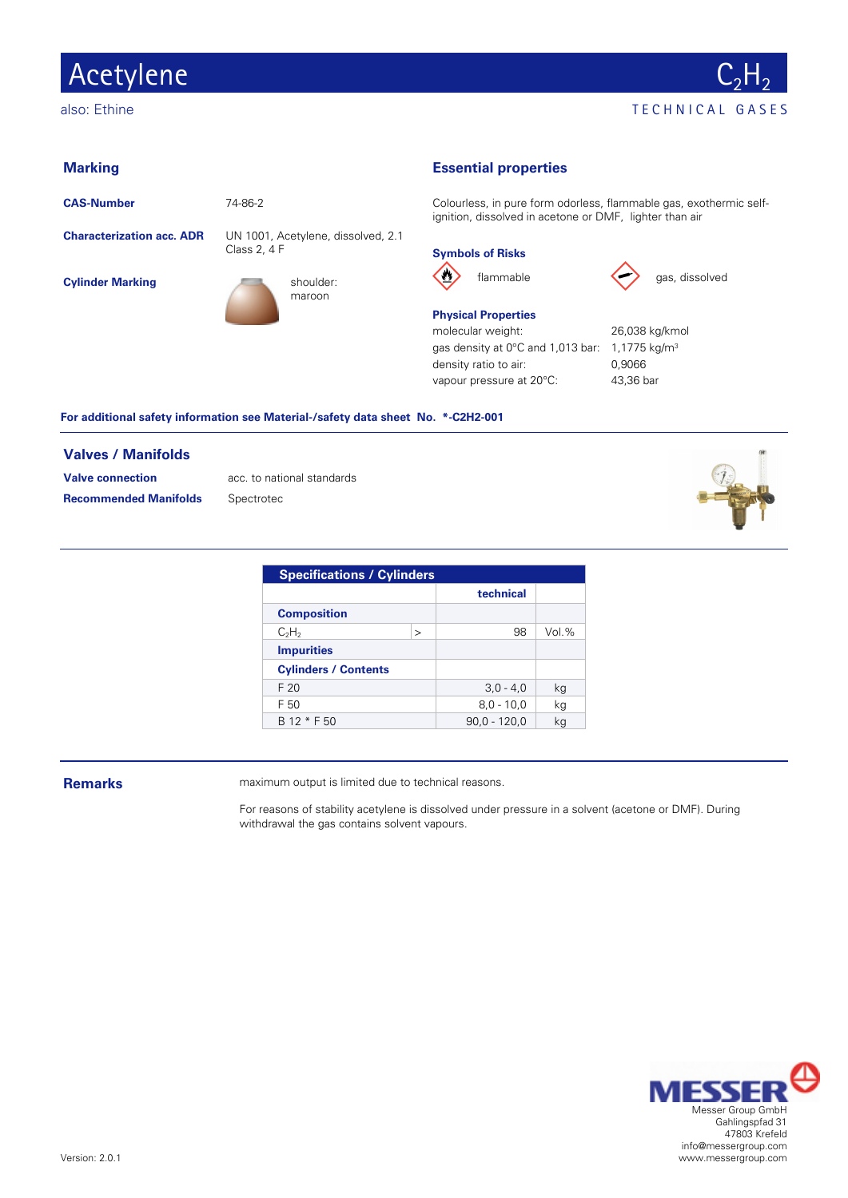# Acetylene

$C_2H_2$

also: Ethine

TECHNICAL GASES

## Marking

**CAS-Number** 74-86-2

**Characterization acc. ADR** UN 1001, Acetylene, dissolved, 2.1 Class 2, 4 F

**Cylinder Marking** shoulder: maroon

## Essential properties

Colourless, in pure form odorless, flammable gas, exothermic self-ignition, dissolved in acetone or DMF, lighter than air

### Symbols of Risks

flammable

gas, dissolved

### Physical Properties

| | |
|---|---|
| molecular weight: | 26,038 kg/kmol |
| gas density at 0°C and 1,013 bar: | 1,1775 kg/m³ |
| density ratio to air: | 0,9066 |
| vapour pressure at 20°C: | 43,36 bar |

**For additional safety information see Material-/safety data sheet No. *-C2H2-001**

## Valves / Manifolds

**Valve connection** acc. to national standards

**Recommended Manifolds** Spectrotec

| Specifications / Cylinders | | | |
|---|---|---|---|
| | | technical | |
| **Composition** | | | |
| $C_2H_2$ | > | 98 | Vol.% |
| **Impurities** | | | |
| **Cylinders / Contents** | | | |
| F 20 | | 3,0 - 4,0 | kg |
| F 50 | | 8,0 - 10,0 | kg |
| B 12 * F 50 | | 90,0 - 120,0 | kg |

## Remarks

maximum output is limited due to technical reasons.

For reasons of stability acetylene is dissolved under pressure in a solvent (acetone or DMF). During withdrawal the gas contains solvent vapours.

Messer Group GmbH
Gahlingspfad 31
47803 Krefeld
info@messergroup.com
www.messergroup.com

Version: 2.0.1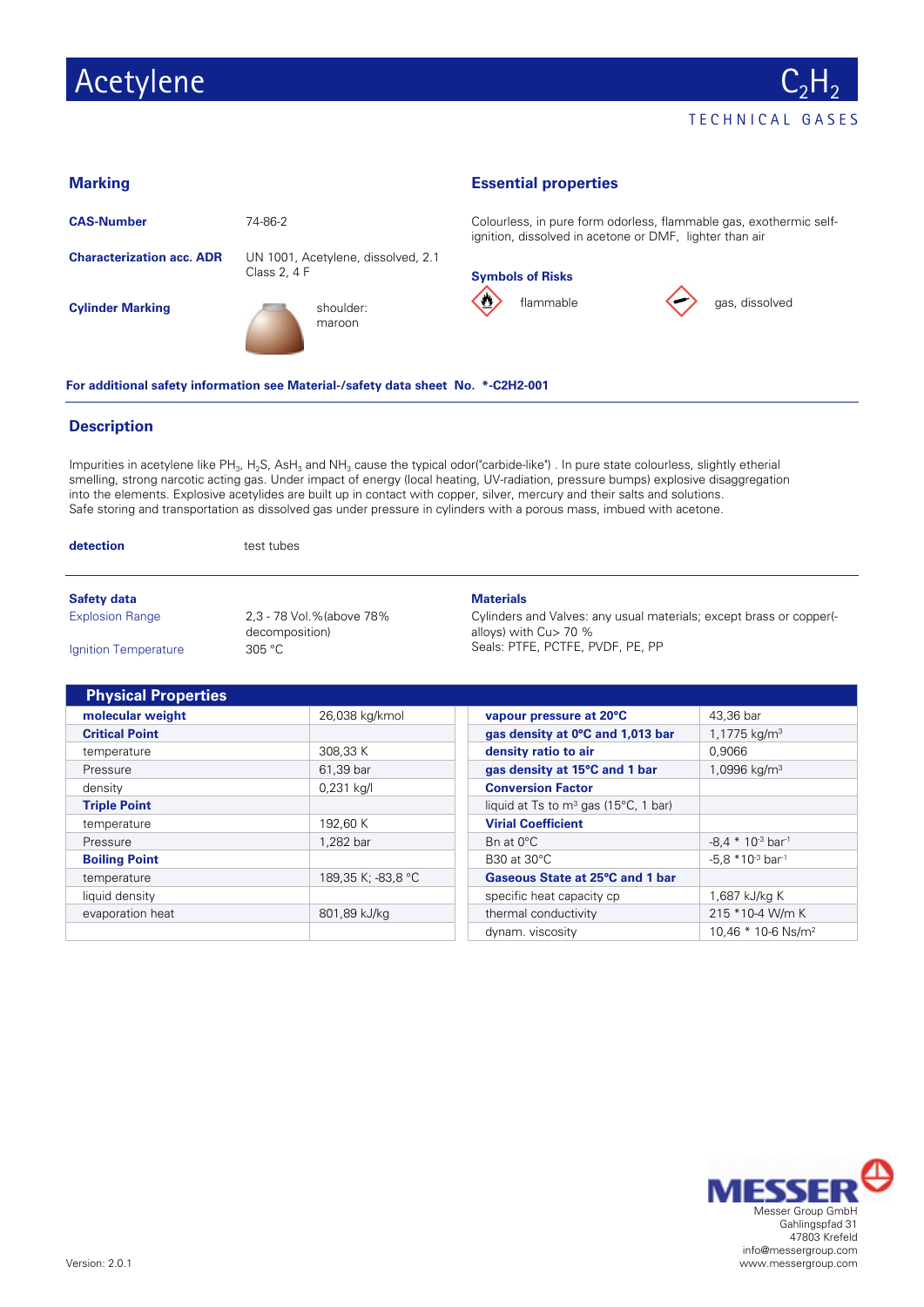# Acetylene

$C_2H_2$

TECHNICAL GASES

## Marking

**CAS-Number** 74-86-2

**Characterization acc. ADR** UN 1001, Acetylene, dissolved, 2.1 Class 2, 4 F

**Cylinder Marking** shoulder: maroon

## Essential properties

Colourless, in pure form odorless, flammable gas, exothermic self-ignition, dissolved in acetone or DMF, lighter than air

**Symbols of Risks**

flammable

gas, dissolved

**For additional safety information see Material-/safety data sheet No. *-C2H2-001**

## Description

Impurities in acetylene like $PH_3$, $H_2S$, $AsH_3$ and $NH_3$ cause the typical odor("carbide-like") . In pure state colourless, slightly etherial smelling, strong narcotic acting gas. Under impact of energy (local heating, UV-radiation, pressure bumps) explosive disaggregation into the elements. Explosive acetylides are built up in contact with copper, silver, mercury and their salts and solutions.
Safe storing and transportation as dissolved gas under pressure in cylinders with a porous mass, imbued with acetone.

**detection** test tubes

**Safety data**

Explosion Range 2,3 - 78 Vol.%(above 78% decomposition)

Ignition Temperature 305 °C

**Materials**

Cylinders and Valves: any usual materials; except brass or copper(-alloys) with Cu> 70 %
Seals: PTFE, PCTFE, PVDF, PE, PP

## Physical Properties

| | | | |
|---|---|---|---|
| **molecular weight** | 26,038 kg/kmol | **vapour pressure at 20°C** | 43,36 bar |
| **Critical Point** | | **gas density at 0°C and 1,013 bar** | 1,1775 kg/m³ |
| temperature | 308,33 K | **density ratio to air** | 0,9066 |
| Pressure | 61,39 bar | **gas density at 15°C and 1 bar** | 1,0996 kg/m³ |
| density | 0,231 kg/l | **Conversion Factor** | |
| **Triple Point** | | liquid at Ts to m³ gas (15°C, 1 bar) | |
| temperature | 192,60 K | **Virial Coefficient** | |
| Pressure | 1,282 bar | Bn at 0°C | -8,4 * $10^{-3}$ $bar^{-1}$ |
| **Boiling Point** | | B30 at 30°C | -5,8 *$10^{-3}$ $bar^{-1}$ |
| temperature | 189,35 K; -83,8 °C | **Gaseous State at 25°C and 1 bar** | |
| liquid density | | specific heat capacity cp | 1,687 kJ/kg K |
| evaporation heat | 801,89 kJ/kg | thermal conductivity | 215 *10-4 W/m K |
| | | dynam. viscosity | 10,46 * 10-6 Ns/m² |

Messer Group GmbH
Gahlingspfad 31
47803 Krefeld
info@messergroup.com
www.messergroup.com

Version: 2.0.1